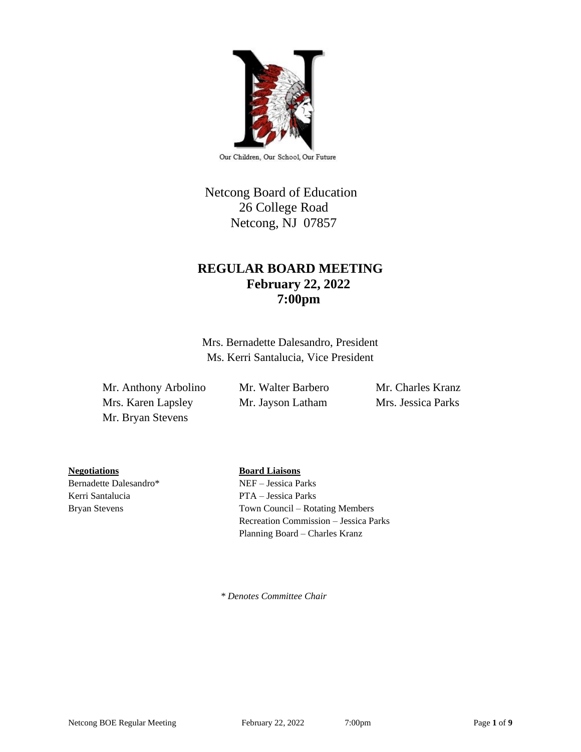Our Children, Our School, Our Future

Netcong Board of Education
26 College Road
Netcong, NJ 07857

# REGULAR BOARD MEETING
## February 22, 2022
## 7:00pm

Mrs. Bernadette Dalesandro, President
Ms. Kerri Santalucia, Vice President

Mr. Anthony Arbolino
Mr. Walter Barbero
Mr. Charles Kranz
Mrs. Karen Lapsley
Mr. Jayson Latham
Mrs. Jessica Parks
Mr. Bryan Stevens

**Negotiations**

Bernadette Dalesandro*
Kerri Santalucia
Bryan Stevens

**Board Liaisons**

NEF – Jessica Parks
PTA – Jessica Parks
Town Council – Rotating Members
Recreation Commission – Jessica Parks
Planning Board – Charles Kranz

*\* Denotes Committee Chair*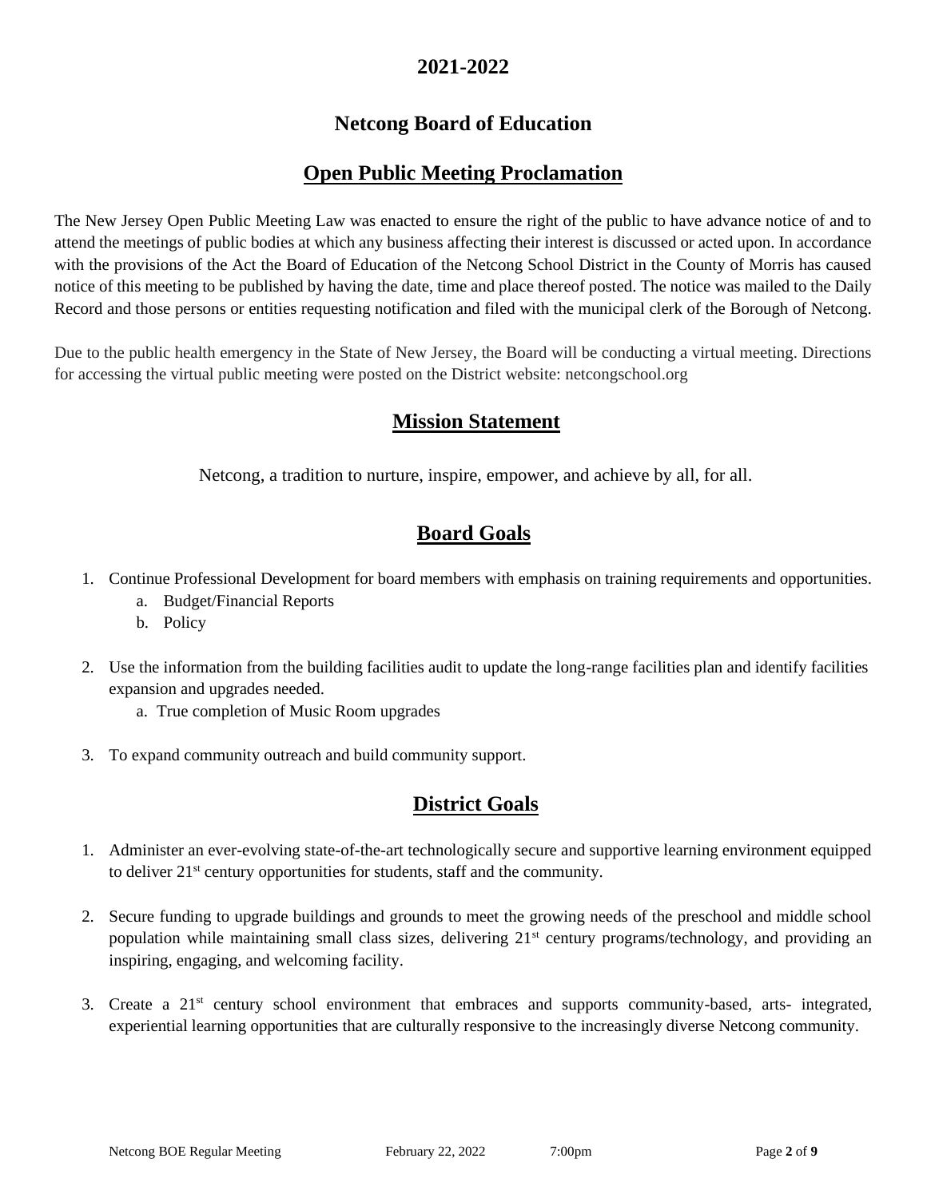## 2021-2022

## Netcong Board of Education

## Open Public Meeting Proclamation

The New Jersey Open Public Meeting Law was enacted to ensure the right of the public to have advance notice of and to attend the meetings of public bodies at which any business affecting their interest is discussed or acted upon. In accordance with the provisions of the Act the Board of Education of the Netcong School District in the County of Morris has caused notice of this meeting to be published by having the date, time and place thereof posted. The notice was mailed to the Daily Record and those persons or entities requesting notification and filed with the municipal clerk of the Borough of Netcong.

Due to the public health emergency in the State of New Jersey, the Board will be conducting a virtual meeting. Directions for accessing the virtual public meeting were posted on the District website: netcongschool.org

## Mission Statement

Netcong, a tradition to nurture, inspire, empower, and achieve by all, for all.

## Board Goals

1. Continue Professional Development for board members with emphasis on training requirements and opportunities.
   a. Budget/Financial Reports
   b. Policy

2. Use the information from the building facilities audit to update the long-range facilities plan and identify facilities expansion and upgrades needed.
   a. True completion of Music Room upgrades

3. To expand community outreach and build community support.

## District Goals

1. Administer an ever-evolving state-of-the-art technologically secure and supportive learning environment equipped to deliver 21st century opportunities for students, staff and the community.

2. Secure funding to upgrade buildings and grounds to meet the growing needs of the preschool and middle school population while maintaining small class sizes, delivering 21st century programs/technology, and providing an inspiring, engaging, and welcoming facility.

3. Create a 21st century school environment that embraces and supports community-based, arts- integrated, experiential learning opportunities that are culturally responsive to the increasingly diverse Netcong community.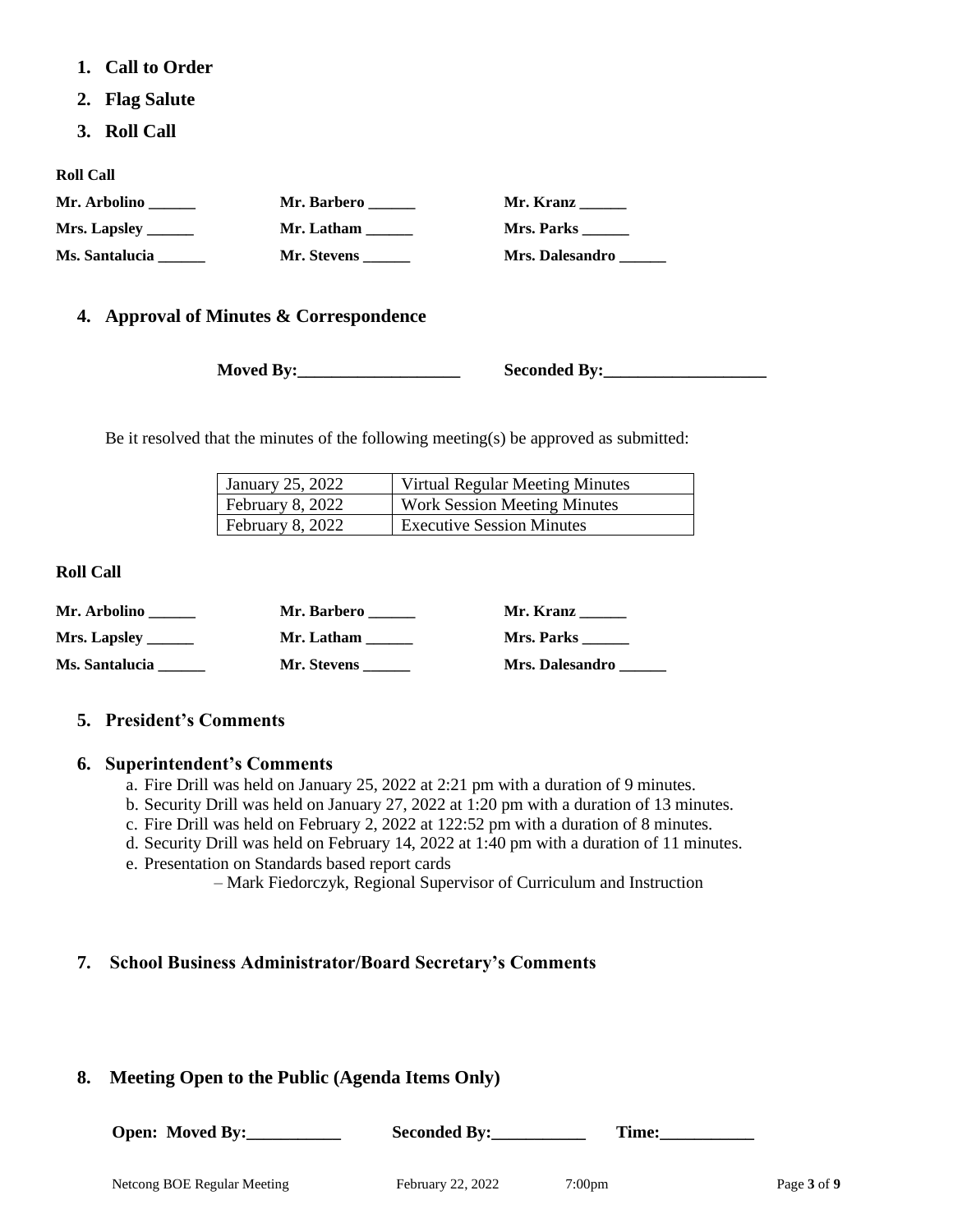1. **Call to Order**
2. **Flag Salute**
3. **Roll Call**

**Roll Call**

| | | |
|---|---|---|
| **Mr. Arbolino ______** | **Mr. Barbero ______** | **Mr. Kranz ______** |
| **Mrs. Lapsley ______** | **Mr. Latham ______** | **Mrs. Parks ______** |
| **Ms. Santalucia ______** | **Mr. Stevens ______** | **Mrs. Dalesandro ______** |

4. **Approval of Minutes & Correspondence**

**Moved By:___________________** **Seconded By:___________________**

Be it resolved that the minutes of the following meeting(s) be approved as submitted:

| | |
|---|---|
| January 25, 2022 | Virtual Regular Meeting Minutes |
| February 8, 2022 | Work Session Meeting Minutes |
| February 8, 2022 | Executive Session Minutes |

**Roll Call**

| | | |
|---|---|---|
| **Mr. Arbolino ______** | **Mr. Barbero ______** | **Mr. Kranz ______** |
| **Mrs. Lapsley ______** | **Mr. Latham ______** | **Mrs. Parks ______** |
| **Ms. Santalucia ______** | **Mr. Stevens ______** | **Mrs. Dalesandro ______** |

5. **President's Comments**

6. **Superintendent's Comments**
   a. Fire Drill was held on January 25, 2022 at 2:21 pm with a duration of 9 minutes.
   b. Security Drill was held on January 27, 2022 at 1:20 pm with a duration of 13 minutes.
   c. Fire Drill was held on February 2, 2022 at 122:52 pm with a duration of 8 minutes.
   d. Security Drill was held on February 14, 2022 at 1:40 pm with a duration of 11 minutes.
   e. Presentation on Standards based report cards
      – Mark Fiedorczyk, Regional Supervisor of Curriculum and Instruction

7. **School Business Administrator/Board Secretary's Comments**

8. **Meeting Open to the Public (Agenda Items Only)**

**Open: Moved By:___________** **Seconded By:___________** **Time:___________**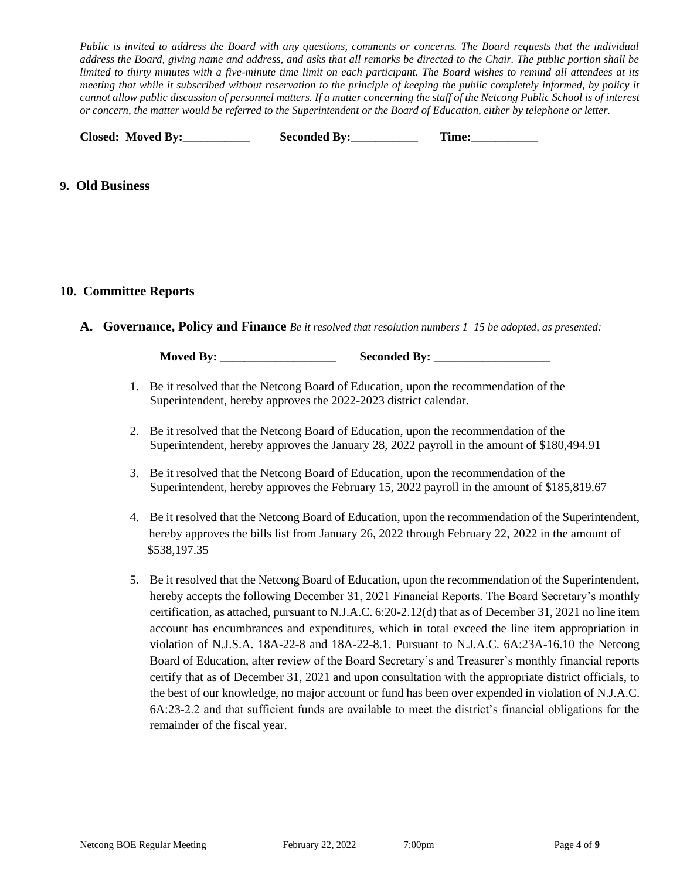*Public is invited to address the Board with any questions, comments or concerns. The Board requests that the individual address the Board, giving name and address, and asks that all remarks be directed to the Chair. The public portion shall be limited to thirty minutes with a five-minute time limit on each participant. The Board wishes to remind all attendees at its meeting that while it subscribed without reservation to the principle of keeping the public completely informed, by policy it cannot allow public discussion of personnel matters. If a matter concerning the staff of the Netcong Public School is of interest or concern, the matter would be referred to the Superintendent or the Board of Education, either by telephone or letter.*

**Closed: Moved By:___________ Seconded By:___________ Time:___________**

## 9. Old Business

## 10. Committee Reports

### A. Governance, Policy and Finance *Be it resolved that resolution numbers 1–15 be adopted, as presented:*

**Moved By: ___________________ Seconded By: ___________________**

1. Be it resolved that the Netcong Board of Education, upon the recommendation of the Superintendent, hereby approves the 2022-2023 district calendar.

2. Be it resolved that the Netcong Board of Education, upon the recommendation of the Superintendent, hereby approves the January 28, 2022 payroll in the amount of $180,494.91

3. Be it resolved that the Netcong Board of Education, upon the recommendation of the Superintendent, hereby approves the February 15, 2022 payroll in the amount of $185,819.67

4. Be it resolved that the Netcong Board of Education, upon the recommendation of the Superintendent, hereby approves the bills list from January 26, 2022 through February 22, 2022 in the amount of $538,197.35

5. Be it resolved that the Netcong Board of Education, upon the recommendation of the Superintendent, hereby accepts the following December 31, 2021 Financial Reports. The Board Secretary's monthly certification, as attached, pursuant to N.J.A.C. 6:20-2.12(d) that as of December 31, 2021 no line item account has encumbrances and expenditures, which in total exceed the line item appropriation in violation of N.J.S.A. 18A-22-8 and 18A-22-8.1. Pursuant to N.J.A.C. 6A:23A-16.10 the Netcong Board of Education, after review of the Board Secretary's and Treasurer's monthly financial reports certify that as of December 31, 2021 and upon consultation with the appropriate district officials, to the best of our knowledge, no major account or fund has been over expended in violation of N.J.A.C. 6A:23-2.2 and that sufficient funds are available to meet the district's financial obligations for the remainder of the fiscal year.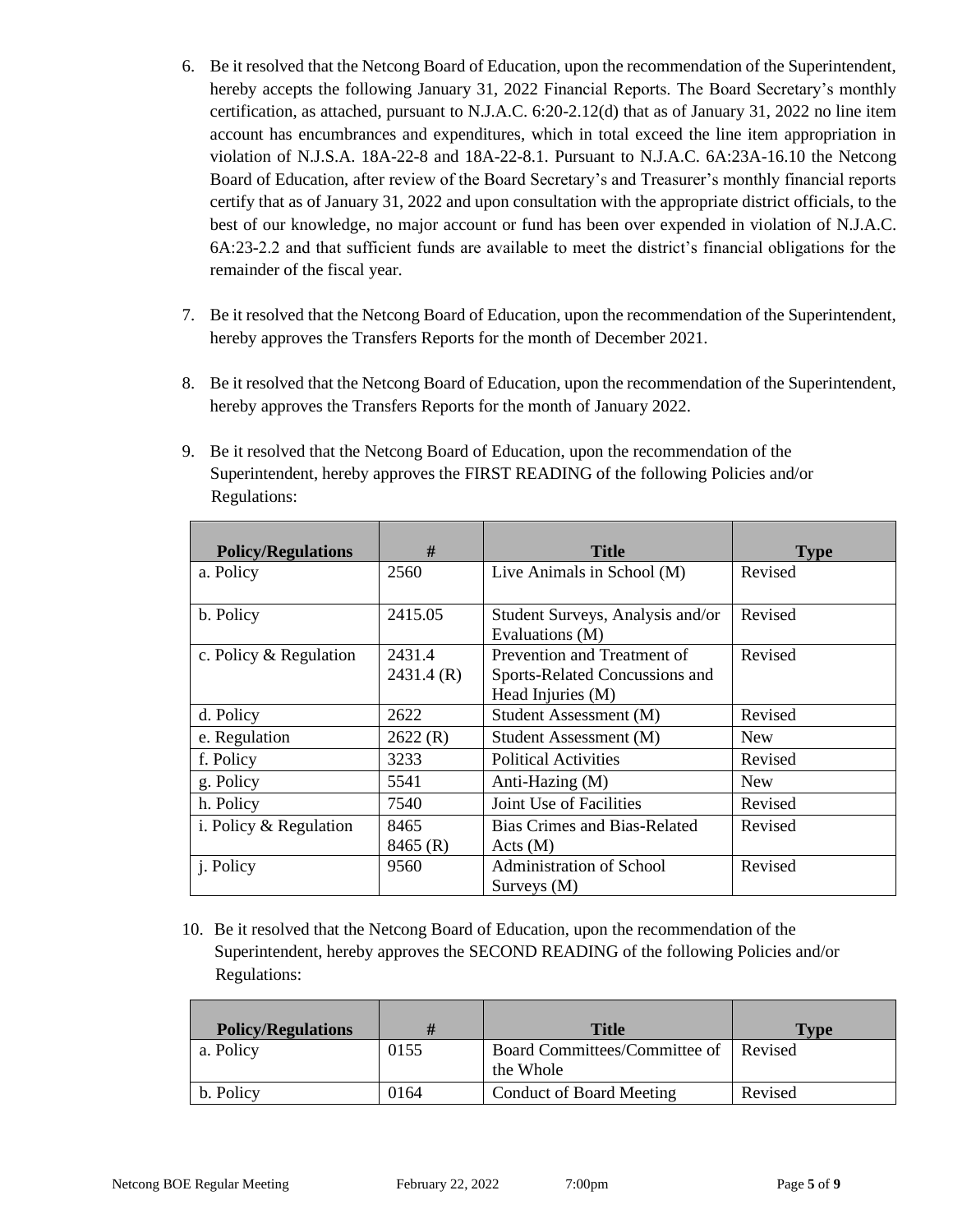6. Be it resolved that the Netcong Board of Education, upon the recommendation of the Superintendent, hereby accepts the following January 31, 2022 Financial Reports. The Board Secretary's monthly certification, as attached, pursuant to N.J.A.C. 6:20-2.12(d) that as of January 31, 2022 no line item account has encumbrances and expenditures, which in total exceed the line item appropriation in violation of N.J.S.A. 18A-22-8 and 18A-22-8.1. Pursuant to N.J.A.C. 6A:23A-16.10 the Netcong Board of Education, after review of the Board Secretary's and Treasurer's monthly financial reports certify that as of January 31, 2022 and upon consultation with the appropriate district officials, to the best of our knowledge, no major account or fund has been over expended in violation of N.J.A.C. 6A:23-2.2 and that sufficient funds are available to meet the district's financial obligations for the remainder of the fiscal year.

7. Be it resolved that the Netcong Board of Education, upon the recommendation of the Superintendent, hereby approves the Transfers Reports for the month of December 2021.

8. Be it resolved that the Netcong Board of Education, upon the recommendation of the Superintendent, hereby approves the Transfers Reports for the month of January 2022.

9. Be it resolved that the Netcong Board of Education, upon the recommendation of the Superintendent, hereby approves the FIRST READING of the following Policies and/or Regulations:

| Policy/Regulations | # | Title | Type |
|---|---|---|---|
| a. Policy | 2560 | Live Animals in School (M) | Revised |
| b. Policy | 2415.05 | Student Surveys, Analysis and/or Evaluations (M) | Revised |
| c. Policy & Regulation | 2431.4<br>2431.4 (R) | Prevention and Treatment of Sports-Related Concussions and Head Injuries (M) | Revised |
| d. Policy | 2622 | Student Assessment (M) | Revised |
| e. Regulation | 2622 (R) | Student Assessment (M) | New |
| f. Policy | 3233 | Political Activities | Revised |
| g. Policy | 5541 | Anti-Hazing (M) | New |
| h. Policy | 7540 | Joint Use of Facilities | Revised |
| i. Policy & Regulation | 8465<br>8465 (R) | Bias Crimes and Bias-Related Acts (M) | Revised |
| j. Policy | 9560 | Administration of School Surveys (M) | Revised |

10. Be it resolved that the Netcong Board of Education, upon the recommendation of the Superintendent, hereby approves the SECOND READING of the following Policies and/or Regulations:

| Policy/Regulations | # | Title | Type |
|---|---|---|---|
| a. Policy | 0155 | Board Committees/Committee of the Whole | Revised |
| b. Policy | 0164 | Conduct of Board Meeting | Revised |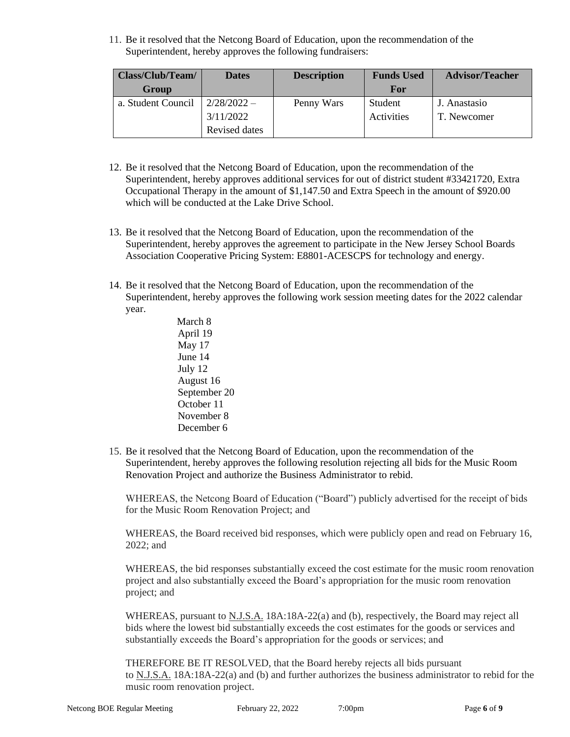11. Be it resolved that the Netcong Board of Education, upon the recommendation of the Superintendent, hereby approves the following fundraisers:

| Class/Club/Team/ Group | Dates | Description | Funds Used For | Advisor/Teacher |
|---|---|---|---|---|
| a. Student Council | 2/28/2022 – 3/11/2022 Revised dates | Penny Wars | Student Activities | J. Anastasio T. Newcomer |

12. Be it resolved that the Netcong Board of Education, upon the recommendation of the Superintendent, hereby approves additional services for out of district student #33421720, Extra Occupational Therapy in the amount of $1,147.50 and Extra Speech in the amount of $920.00 which will be conducted at the Lake Drive School.

13. Be it resolved that the Netcong Board of Education, upon the recommendation of the Superintendent, hereby approves the agreement to participate in the New Jersey School Boards Association Cooperative Pricing System: E8801-ACESCPS for technology and energy.

14. Be it resolved that the Netcong Board of Education, upon the recommendation of the Superintendent, hereby approves the following work session meeting dates for the 2022 calendar year.

    March 8
    April 19
    May 17
    June 14
    July 12
    August 16
    September 20
    October 11
    November 8
    December 6

15. Be it resolved that the Netcong Board of Education, upon the recommendation of the Superintendent, hereby approves the following resolution rejecting all bids for the Music Room Renovation Project and authorize the Business Administrator to rebid.

    WHEREAS, the Netcong Board of Education ("Board") publicly advertised for the receipt of bids for the Music Room Renovation Project; and

    WHEREAS, the Board received bid responses, which were publicly open and read on February 16, 2022; and

    WHEREAS, the bid responses substantially exceed the cost estimate for the music room renovation project and also substantially exceed the Board's appropriation for the music room renovation project; and

    WHEREAS, pursuant to N.J.S.A. 18A:18A-22(a) and (b), respectively, the Board may reject all bids where the lowest bid substantially exceeds the cost estimates for the goods or services and substantially exceeds the Board's appropriation for the goods or services; and

    THEREFORE BE IT RESOLVED, that the Board hereby rejects all bids pursuant to N.J.S.A. 18A:18A-22(a) and (b) and further authorizes the business administrator to rebid for the music room renovation project.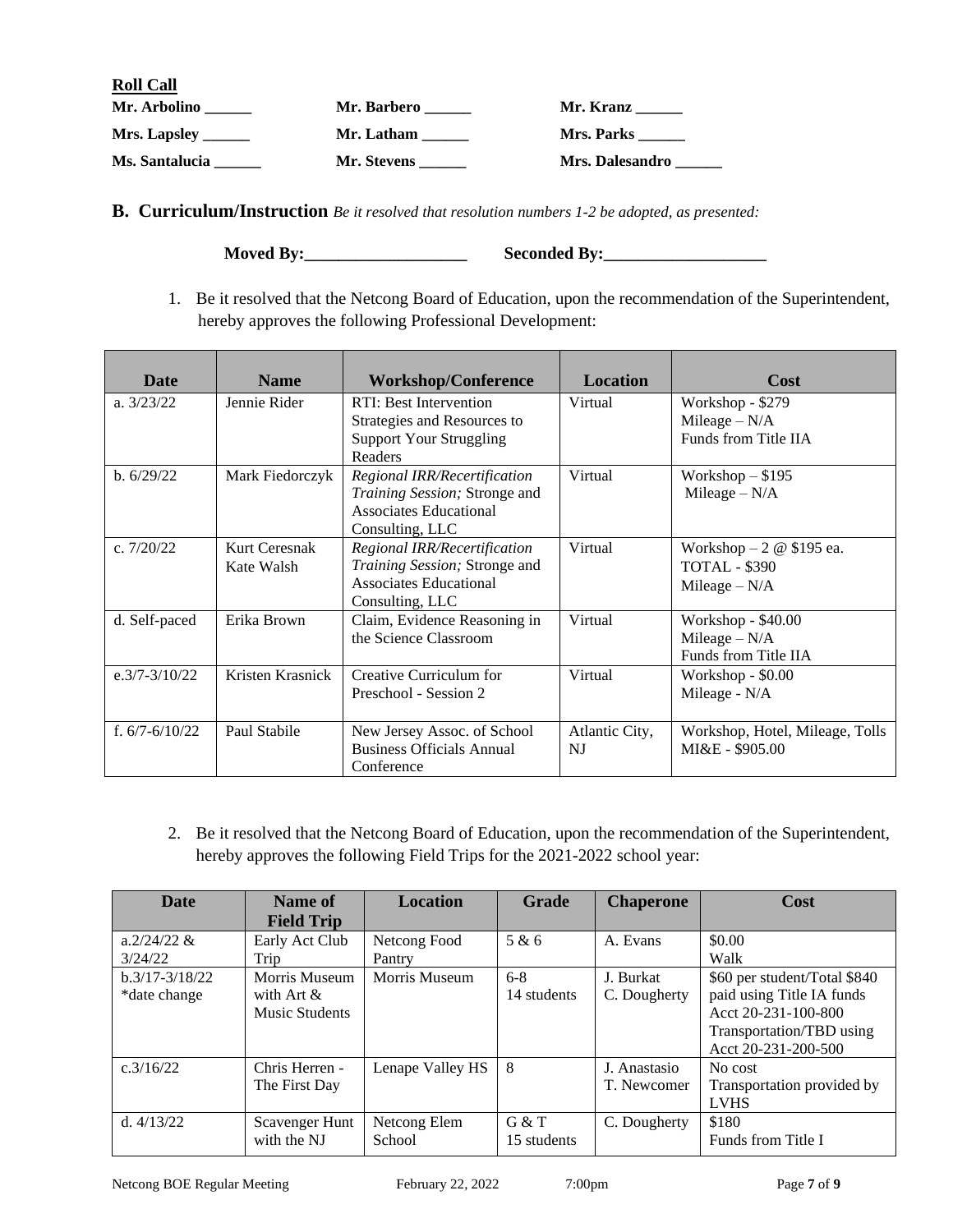**Roll Call**

| | | |
|---|---|---|
| **Mr. Arbolino ______** | **Mr. Barbero ______** | **Mr. Kranz ______** |
| **Mrs. Lapsley ______** | **Mr. Latham ______** | **Mrs. Parks ______** |
| **Ms. Santalucia ______** | **Mr. Stevens ______** | **Mrs. Dalesandro ______** |

**B. Curriculum/Instruction** *Be it resolved that resolution numbers 1-2 be adopted, as presented:*

**Moved By:___________________ Seconded By:___________________**

1. Be it resolved that the Netcong Board of Education, upon the recommendation of the Superintendent, hereby approves the following Professional Development:

| Date | Name | Workshop/Conference | Location | Cost |
|---|---|---|---|---|
| a. 3/23/22 | Jennie Rider | RTI: Best Intervention Strategies and Resources to Support Your Struggling Readers | Virtual | Workshop - $279<br>Mileage – N/A<br>Funds from Title IIA |
| b. 6/29/22 | Mark Fiedorczyk | *Regional IRR/Recertification Training Session;* Stronge and Associates Educational Consulting, LLC | Virtual | Workshop – $195<br>Mileage – N/A |
| c. 7/20/22 | Kurt Ceresnak<br>Kate Walsh | *Regional IRR/Recertification Training Session;* Stronge and Associates Educational Consulting, LLC | Virtual | Workshop – 2 @ $195 ea.<br>TOTAL - $390<br>Mileage – N/A |
| d. Self-paced | Erika Brown | Claim, Evidence Reasoning in the Science Classroom | Virtual | Workshop - $40.00<br>Mileage – N/A<br>Funds from Title IIA |
| e.3/7-3/10/22 | Kristen Krasnick | Creative Curriculum for Preschool - Session 2 | Virtual | Workshop - $0.00<br>Mileage - N/A |
| f. 6/7-6/10/22 | Paul Stabile | New Jersey Assoc. of School Business Officials Annual Conference | Atlantic City, NJ | Workshop, Hotel, Mileage, Tolls MI&E - $905.00 |

2. Be it resolved that the Netcong Board of Education, upon the recommendation of the Superintendent, hereby approves the following Field Trips for the 2021-2022 school year:

| Date | Name of Field Trip | Location | Grade | Chaperone | Cost |
|---|---|---|---|---|---|
| a.2/24/22 & 3/24/22 | Early Act Club Trip | Netcong Food Pantry | 5 & 6 | A. Evans | $0.00<br>Walk |
| b.3/17-3/18/22<br>*date change | Morris Museum with Art & Music Students | Morris Museum | 6-8<br>14 students | J. Burkat<br>C. Dougherty | $60 per student/Total $840 paid using Title IA funds Acct 20-231-100-800<br>Transportation/TBD using Acct 20-231-200-500 |
| c.3/16/22 | Chris Herren - The First Day | Lenape Valley HS | 8 | J. Anastasio<br>T. Newcomer | No cost<br>Transportation provided by LVHS |
| d. 4/13/22 | Scavenger Hunt with the NJ | Netcong Elem School | G & T<br>15 students | C. Dougherty | $180<br>Funds from Title I |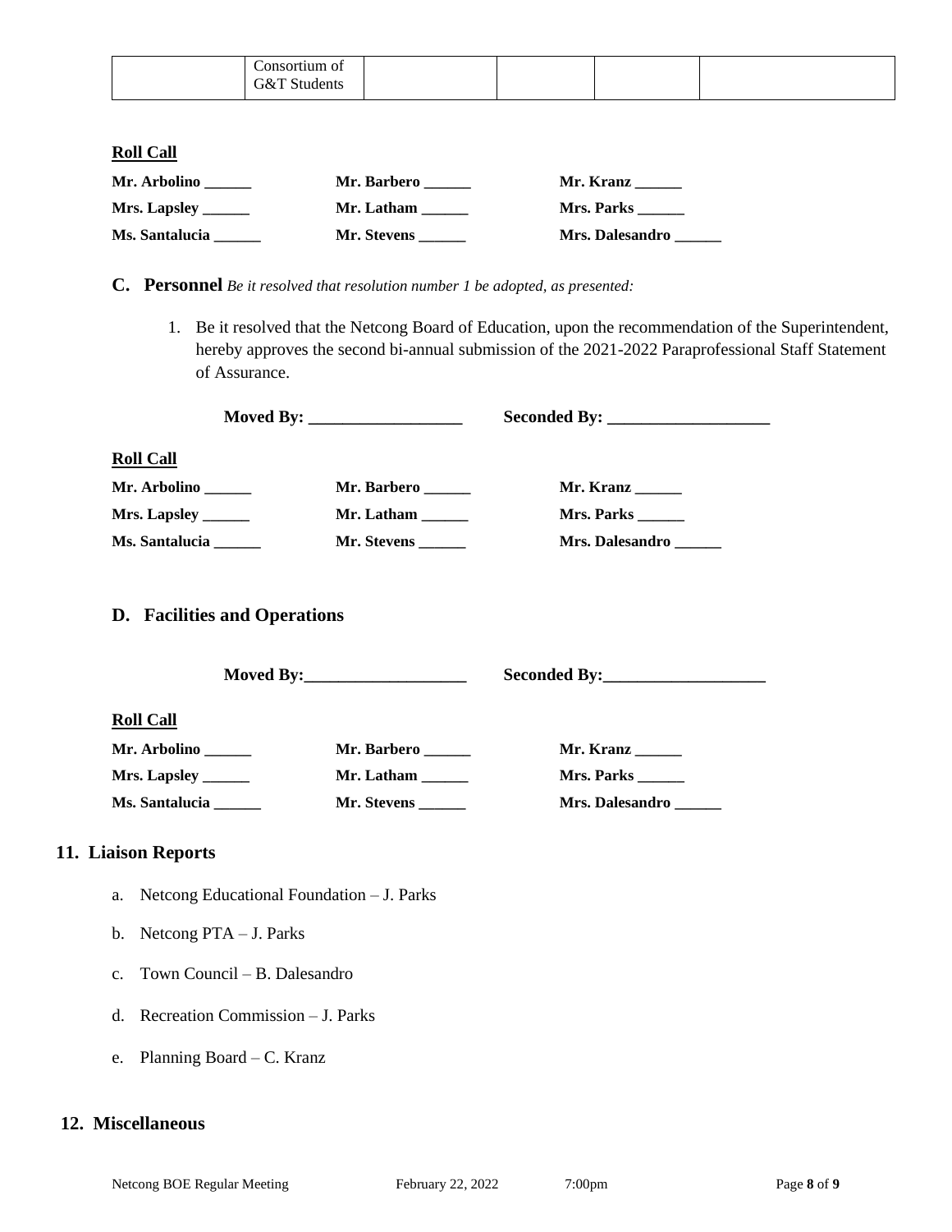|  | Consortium of G&T Students |  |  |  |  |
|---|---|---|---|---|---|

**Roll Call**

| | | |
|---|---|---|
| **Mr. Arbolino ______** | **Mr. Barbero ______** | **Mr. Kranz ______** |
| **Mrs. Lapsley ______** | **Mr. Latham ______** | **Mrs. Parks ______** |
| **Ms. Santalucia ______** | **Mr. Stevens ______** | **Mrs. Dalesandro ______** |

### C. Personnel *Be it resolved that resolution number 1 be adopted, as presented:*

1. Be it resolved that the Netcong Board of Education, upon the recommendation of the Superintendent, hereby approves the second bi-annual submission of the 2021-2022 Paraprofessional Staff Statement of Assurance.

**Moved By: ___________________** **Seconded By: ____________________**

**Roll Call**

| | | |
|---|---|---|
| **Mr. Arbolino ______** | **Mr. Barbero ______** | **Mr. Kranz ______** |
| **Mrs. Lapsley ______** | **Mr. Latham ______** | **Mrs. Parks ______** |
| **Ms. Santalucia ______** | **Mr. Stevens ______** | **Mrs. Dalesandro ______** |

### D. Facilities and Operations

**Moved By:___________________** **Seconded By:___________________**

**Roll Call**

| | | |
|---|---|---|
| **Mr. Arbolino ______** | **Mr. Barbero ______** | **Mr. Kranz ______** |
| **Mrs. Lapsley ______** | **Mr. Latham ______** | **Mrs. Parks ______** |
| **Ms. Santalucia ______** | **Mr. Stevens ______** | **Mrs. Dalesandro ______** |

## 11. Liaison Reports

a. Netcong Educational Foundation – J. Parks

b. Netcong PTA – J. Parks

c. Town Council – B. Dalesandro

d. Recreation Commission – J. Parks

e. Planning Board – C. Kranz

## 12. Miscellaneous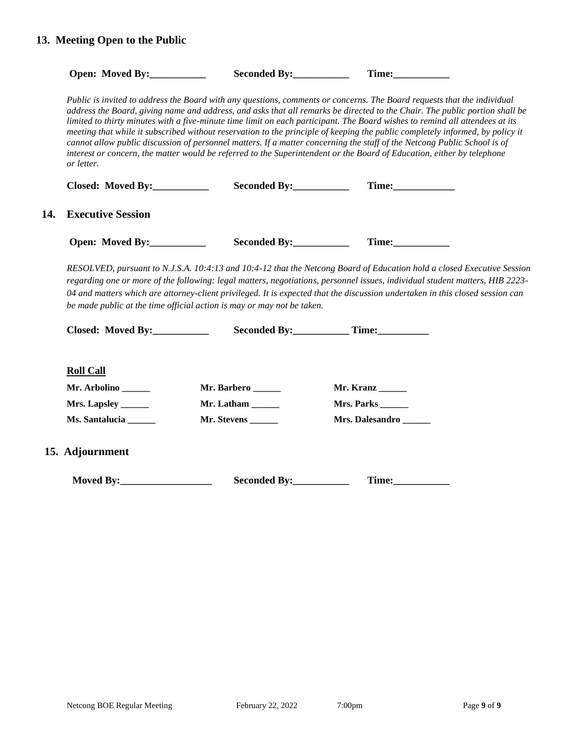## 13. Meeting Open to the Public

**Open: Moved By:___________ Seconded By:___________ Time:___________**

*Public is invited to address the Board with any questions, comments or concerns. The Board requests that the individual address the Board, giving name and address, and asks that all remarks be directed to the Chair. The public portion shall be limited to thirty minutes with a five-minute time limit on each participant. The Board wishes to remind all attendees at its meeting that while it subscribed without reservation to the principle of keeping the public completely informed, by policy it cannot allow public discussion of personnel matters. If a matter concerning the staff of the Netcong Public School is of interest or concern, the matter would be referred to the Superintendent or the Board of Education, either by telephone or letter.*

**Closed: Moved By:___________ Seconded By:___________ Time:____________**

## 14. Executive Session

**Open: Moved By:___________ Seconded By:___________ Time:___________**

*RESOLVED, pursuant to N.J.S.A. 10:4:13 and 10:4-12 that the Netcong Board of Education hold a closed Executive Session regarding one or more of the following: legal matters, negotiations, personnel issues, individual student matters, HIB 2223-04 and matters which are attorney-client privileged. It is expected that the discussion undertaken in this closed session can be made public at the time official action is may or may not be taken.*

**Closed: Moved By:___________ Seconded By:___________ Time:__________**

**Roll Call**

| | | |
|---|---|---|
| **Mr. Arbolino ______** | **Mr. Barbero ______** | **Mr. Kranz ______** |
| **Mrs. Lapsley ______** | **Mr. Latham ______** | **Mrs. Parks ______** |
| **Ms. Santalucia ______** | **Mr. Stevens ______** | **Mrs. Dalesandro ______** |

## 15. Adjournment

**Moved By:__________________ Seconded By:___________ Time:___________**